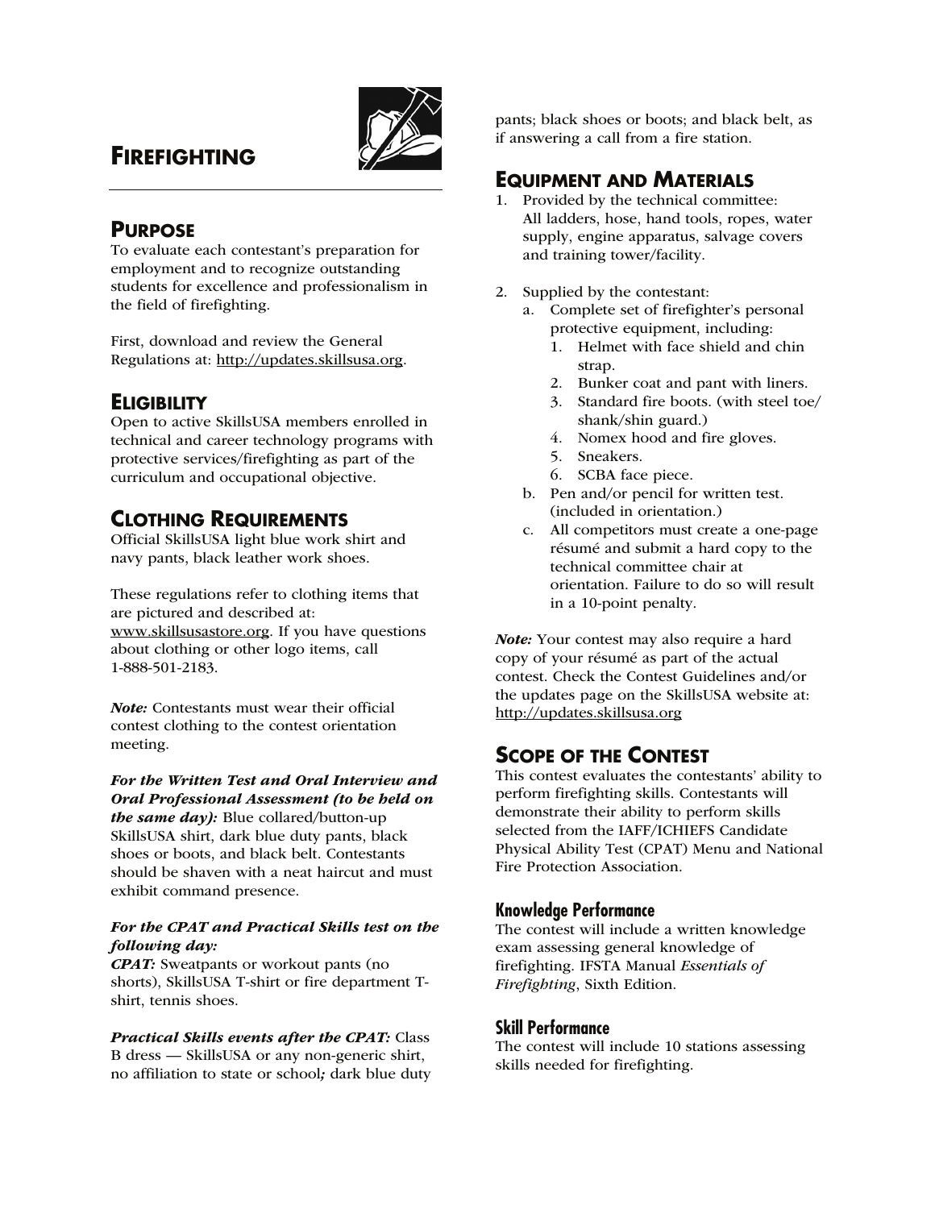# FIREFIGHTING

## PURPOSE

To evaluate each contestant's preparation for employment and to recognize outstanding students for excellence and professionalism in the field of firefighting.

First, download and review the General Regulations at: http://updates.skillsusa.org.

## ELIGIBILITY

Open to active SkillsUSA members enrolled in technical and career technology programs with protective services/firefighting as part of the curriculum and occupational objective.

## CLOTHING REQUIREMENTS

Official SkillsUSA light blue work shirt and navy pants, black leather work shoes.

These regulations refer to clothing items that are pictured and described at: www.skillsusastore.org. If you have questions about clothing or other logo items, call 1-888-501-2183.

***Note:*** Contestants must wear their official contest clothing to the contest orientation meeting.

***For the Written Test and Oral Interview and Oral Professional Assessment (to be held on the same day):*** Blue collared/button-up SkillsUSA shirt, dark blue duty pants, black shoes or boots, and black belt. Contestants should be shaven with a neat haircut and must exhibit command presence.

***For the CPAT and Practical Skills test on the following day:***

***CPAT:*** Sweatpants or workout pants (no shorts), SkillsUSA T-shirt or fire department T-shirt, tennis shoes.

***Practical Skills events after the CPAT:*** Class B dress — SkillsUSA or any non-generic shirt, no affiliation to state or school***;*** dark blue duty pants; black shoes or boots; and black belt, as if answering a call from a fire station.

## EQUIPMENT AND MATERIALS

1. Provided by the technical committee: All ladders, hose, hand tools, ropes, water supply, engine apparatus, salvage covers and training tower/facility.

2. Supplied by the contestant:
   a. Complete set of firefighter's personal protective equipment, including:
      1. Helmet with face shield and chin strap.
      2. Bunker coat and pant with liners.
      3. Standard fire boots. (with steel toe/shank/shin guard.)
      4. Nomex hood and fire gloves.
      5. Sneakers.
      6. SCBA face piece.
   b. Pen and/or pencil for written test. (included in orientation.)
   c. All competitors must create a one-page résumé and submit a hard copy to the technical committee chair at orientation. Failure to do so will result in a 10-point penalty.

***Note:*** Your contest may also require a hard copy of your résumé as part of the actual contest. Check the Contest Guidelines and/or the updates page on the SkillsUSA website at: http://updates.skillsusa.org

## SCOPE OF THE CONTEST

This contest evaluates the contestants' ability to perform firefighting skills. Contestants will demonstrate their ability to perform skills selected from the IAFF/ICHIEFS Candidate Physical Ability Test (CPAT) Menu and National Fire Protection Association.

### Knowledge Performance

The contest will include a written knowledge exam assessing general knowledge of firefighting. IFSTA Manual *Essentials of Firefighting*, Sixth Edition.

### Skill Performance

The contest will include 10 stations assessing skills needed for firefighting.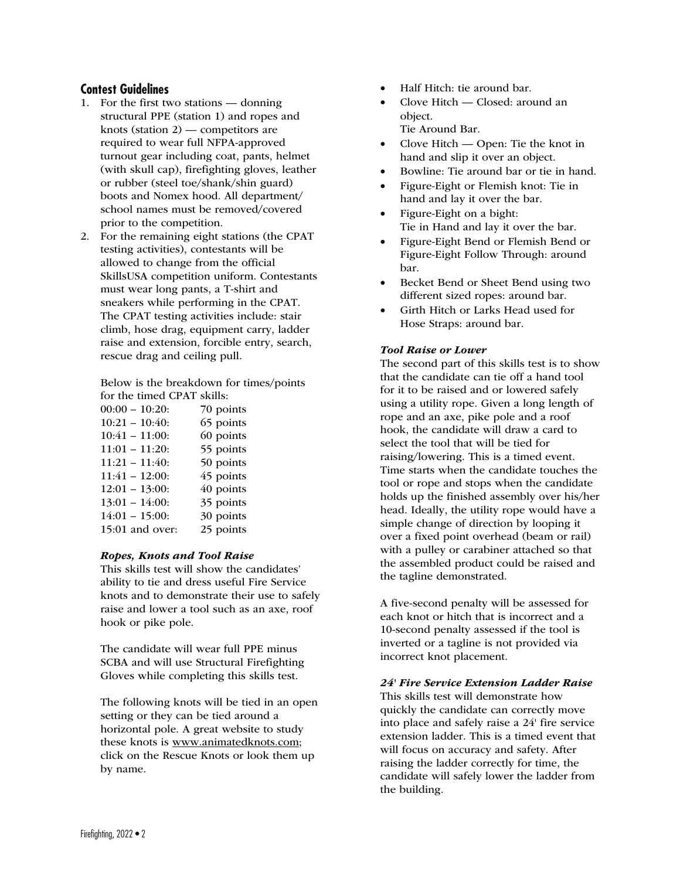## Contest Guidelines

1. For the first two stations — donning structural PPE (station 1) and ropes and knots (station 2) — competitors are required to wear full NFPA-approved turnout gear including coat, pants, helmet (with skull cap), firefighting gloves, leather or rubber (steel toe/shank/shin guard) boots and Nomex hood. All department/ school names must be removed/covered prior to the competition.
2. For the remaining eight stations (the CPAT testing activities), contestants will be allowed to change from the official SkillsUSA competition uniform. Contestants must wear long pants, a T-shirt and sneakers while performing in the CPAT. The CPAT testing activities include: stair climb, hose drag, equipment carry, ladder raise and extension, forcible entry, search, rescue drag and ceiling pull.

   Below is the breakdown for times/points for the timed CPAT skills:

   | Time | Points |
   |---|---|
   | 00:00 – 10:20: | 70 points |
   | 10:21 – 10:40: | 65 points |
   | 10:41 – 11:00: | 60 points |
   | 11:01 – 11:20: | 55 points |
   | 11:21 – 11:40: | 50 points |
   | 11:41 – 12:00: | 45 points |
   | 12:01 – 13:00: | 40 points |
   | 13:01 – 14:00: | 35 points |
   | 14:01 – 15:00: | 30 points |
   | 15:01 and over: | 25 points |

   ***Ropes, Knots and Tool Raise***

   This skills test will show the candidates' ability to tie and dress useful Fire Service knots and to demonstrate their use to safely raise and lower a tool such as an axe, roof hook or pike pole.

   The candidate will wear full PPE minus SCBA and will use Structural Firefighting Gloves while completing this skills test.

   The following knots will be tied in an open setting or they can be tied around a horizontal pole. A great website to study these knots is www.animatedknots.com; click on the Rescue Knots or look them up by name.

- Half Hitch: tie around bar.
- Clove Hitch — Closed: around an object.
  Tie Around Bar.
- Clove Hitch — Open: Tie the knot in hand and slip it over an object.
- Bowline: Tie around bar or tie in hand.
- Figure-Eight or Flemish knot: Tie in hand and lay it over the bar.
- Figure-Eight on a bight:
  Tie in Hand and lay it over the bar.
- Figure-Eight Bend or Flemish Bend or Figure-Eight Follow Through: around bar.
- Becket Bend or Sheet Bend using two different sized ropes: around bar.
- Girth Hitch or Larks Head used for Hose Straps: around bar.

***Tool Raise or Lower***

The second part of this skills test is to show that the candidate can tie off a hand tool for it to be raised and or lowered safely using a utility rope. Given a long length of rope and an axe, pike pole and a roof hook, the candidate will draw a card to select the tool that will be tied for raising/lowering. This is a timed event. Time starts when the candidate touches the tool or rope and stops when the candidate holds up the finished assembly over his/her head. Ideally, the utility rope would have a simple change of direction by looping it over a fixed point overhead (beam or rail) with a pulley or carabiner attached so that the assembled product could be raised and the tagline demonstrated.

A five-second penalty will be assessed for each knot or hitch that is incorrect and a 10-second penalty assessed if the tool is inverted or a tagline is not provided via incorrect knot placement.

***24' Fire Service Extension Ladder Raise***

This skills test will demonstrate how quickly the candidate can correctly move into place and safely raise a 24' fire service extension ladder. This is a timed event that will focus on accuracy and safety. After raising the ladder correctly for time, the candidate will safely lower the ladder from the building.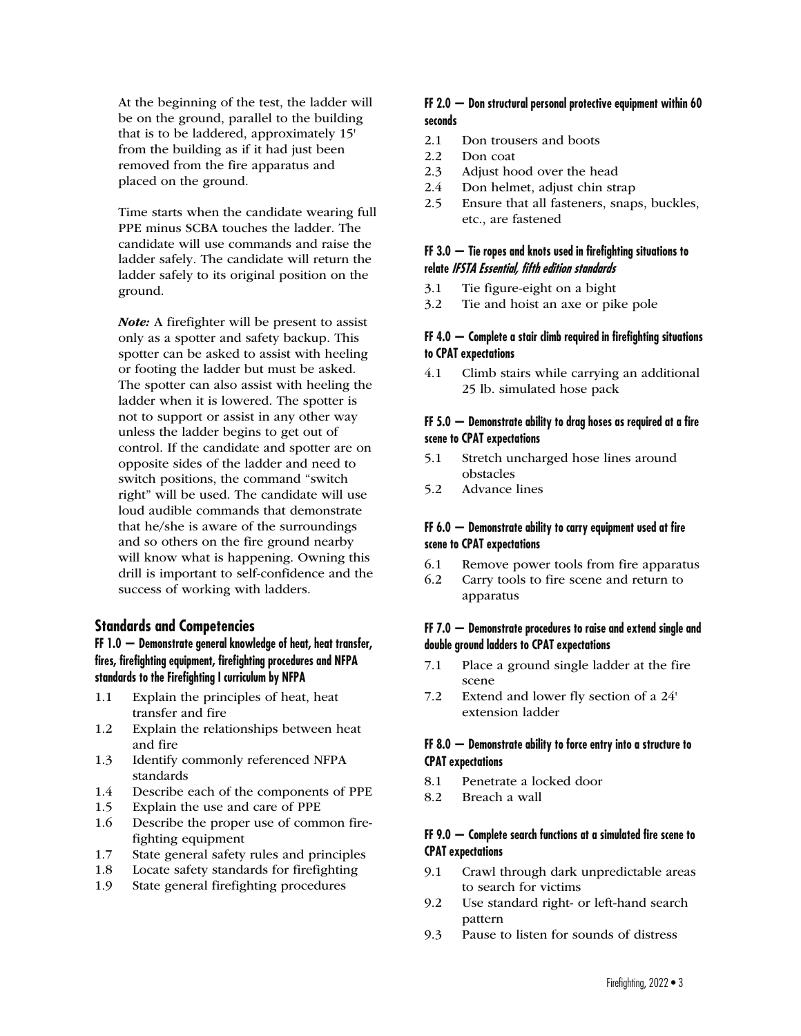At the beginning of the test, the ladder will be on the ground, parallel to the building that is to be laddered, approximately 15' from the building as if it had just been removed from the fire apparatus and placed on the ground.

Time starts when the candidate wearing full PPE minus SCBA touches the ladder. The candidate will use commands and raise the ladder safely. The candidate will return the ladder safely to its original position on the ground.

***Note:*** A firefighter will be present to assist only as a spotter and safety backup. This spotter can be asked to assist with heeling or footing the ladder but must be asked. The spotter can also assist with heeling the ladder when it is lowered. The spotter is not to support or assist in any other way unless the ladder begins to get out of control. If the candidate and spotter are on opposite sides of the ladder and need to switch positions, the command "switch right" will be used. The candidate will use loud audible commands that demonstrate that he/she is aware of the surroundings and so others on the fire ground nearby will know what is happening. Owning this drill is important to self-confidence and the success of working with ladders.

## Standards and Competencies

#### FF 1.0 — Demonstrate general knowledge of heat, heat transfer, fires, firefighting equipment, firefighting procedures and NFPA standards to the Firefighting I curriculum by NFPA

- 1.1 Explain the principles of heat, heat transfer and fire
- 1.2 Explain the relationships between heat and fire
- 1.3 Identify commonly referenced NFPA standards
- 1.4 Describe each of the components of PPE
- 1.5 Explain the use and care of PPE
- 1.6 Describe the proper use of common firefighting equipment
- 1.7 State general safety rules and principles
- 1.8 Locate safety standards for firefighting
- 1.9 State general firefighting procedures

#### FF 2.0 — Don structural personal protective equipment within 60 seconds

- 2.1 Don trousers and boots
- 2.2 Don coat
- 2.3 Adjust hood over the head
- 2.4 Don helmet, adjust chin strap
- 2.5 Ensure that all fasteners, snaps, buckles, etc., are fastened

#### FF 3.0 — Tie ropes and knots used in firefighting situations to relate *IFSTA Essential, fifth edition standards*

- 3.1 Tie figure-eight on a bight
- 3.2 Tie and hoist an axe or pike pole

#### FF 4.0 — Complete a stair climb required in firefighting situations to CPAT expectations

- 4.1 Climb stairs while carrying an additional 25 lb. simulated hose pack

#### FF 5.0 — Demonstrate ability to drag hoses as required at a fire scene to CPAT expectations

- 5.1 Stretch uncharged hose lines around obstacles
- 5.2 Advance lines

#### FF 6.0 — Demonstrate ability to carry equipment used at fire scene to CPAT expectations

- 6.1 Remove power tools from fire apparatus
- 6.2 Carry tools to fire scene and return to apparatus

#### FF 7.0 — Demonstrate procedures to raise and extend single and double ground ladders to CPAT expectations

- 7.1 Place a ground single ladder at the fire scene
- 7.2 Extend and lower fly section of a 24' extension ladder

#### FF 8.0 — Demonstrate ability to force entry into a structure to CPAT expectations

- 8.1 Penetrate a locked door
- 8.2 Breach a wall

#### FF 9.0 — Complete search functions at a simulated fire scene to CPAT expectations

- 9.1 Crawl through dark unpredictable areas to search for victims
- 9.2 Use standard right- or left-hand search pattern
- 9.3 Pause to listen for sounds of distress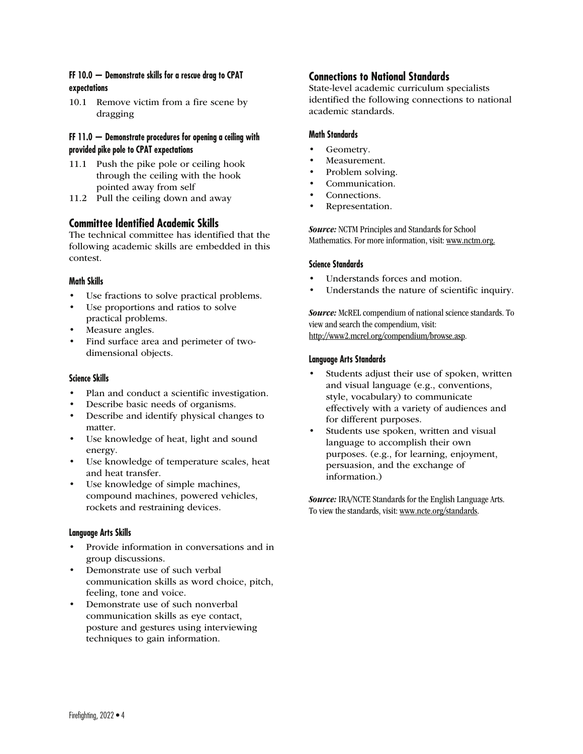**FF 10.0 — Demonstrate skills for a rescue drag to CPAT expectations**

10.1 Remove victim from a fire scene by dragging

**FF 11.0 — Demonstrate procedures for opening a ceiling with provided pike pole to CPAT expectations**

11.1 Push the pike pole or ceiling hook through the ceiling with the hook pointed away from self
11.2 Pull the ceiling down and away

## Committee Identified Academic Skills

The technical committee has identified that the following academic skills are embedded in this contest.

#### Math Skills

- Use fractions to solve practical problems.
- Use proportions and ratios to solve practical problems.
- Measure angles.
- Find surface area and perimeter of two-dimensional objects.

#### Science Skills

- Plan and conduct a scientific investigation.
- Describe basic needs of organisms.
- Describe and identify physical changes to matter.
- Use knowledge of heat, light and sound energy.
- Use knowledge of temperature scales, heat and heat transfer.
- Use knowledge of simple machines, compound machines, powered vehicles, rockets and restraining devices.

#### Language Arts Skills

- Provide information in conversations and in group discussions.
- Demonstrate use of such verbal communication skills as word choice, pitch, feeling, tone and voice.
- Demonstrate use of such nonverbal communication skills as eye contact, posture and gestures using interviewing techniques to gain information.

## Connections to National Standards

State-level academic curriculum specialists identified the following connections to national academic standards.

#### Math Standards

- Geometry.
- Measurement.
- Problem solving.
- Communication.
- Connections.
- Representation.

***Source:*** NCTM Principles and Standards for School Mathematics. For more information, visit: www.nctm.org.

#### Science Standards

- Understands forces and motion.
- Understands the nature of scientific inquiry.

***Source:*** McREL compendium of national science standards. To view and search the compendium, visit: http://www2.mcrel.org/compendium/browse.asp.

#### Language Arts Standards

- Students adjust their use of spoken, written and visual language (e.g., conventions, style, vocabulary) to communicate effectively with a variety of audiences and for different purposes.
- Students use spoken, written and visual language to accomplish their own purposes. (e.g., for learning, enjoyment, persuasion, and the exchange of information.)

***Source:*** IRA/NCTE Standards for the English Language Arts. To view the standards, visit: www.ncte.org/standards.